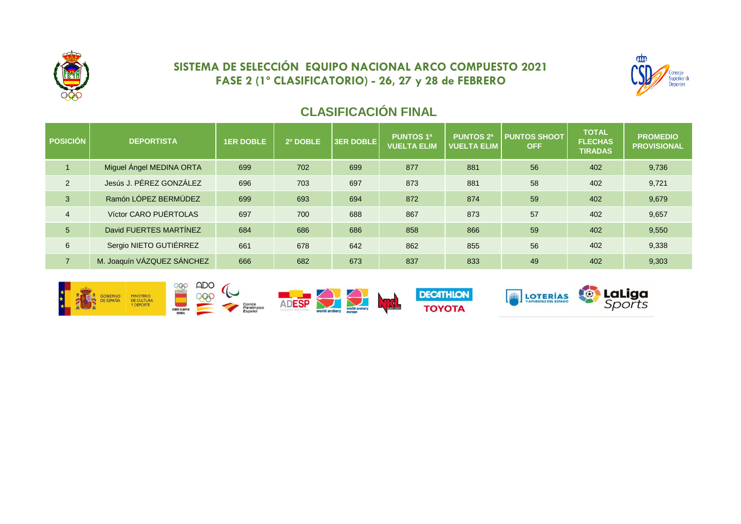# SISTEMA DE SELECCIÓN EQUIPO NACIONAL ARCO COMPUESTO 2021
## FASE 2 (1º CLASIFICATORIO) - 26, 27 y 28 de FEBRERO

## CLASIFICACIÓN FINAL

| POSICIÓN | DEPORTISTA | 1ER DOBLE | 2º DOBLE | 3ER DOBLE | PUNTOS 1ª VUELTA ELIM | PUNTOS 2ª VUELTA ELIM | PUNTOS SHOOT OFF | TOTAL FLECHAS TIRADAS | PROMEDIO PROVISIONAL |
|---|---|---|---|---|---|---|---|---|---|
| 1 | Miguel Ángel MEDINA ORTA | 699 | 702 | 699 | 877 | 881 | 56 | 402 | 9,736 |
| 2 | Jesús J. PÉREZ GONZÁLEZ | 696 | 703 | 697 | 873 | 881 | 58 | 402 | 9,721 |
| 3 | Ramón LÓPEZ BERMÚDEZ | 699 | 693 | 694 | 872 | 874 | 59 | 402 | 9,679 |
| 4 | Víctor CARO PUÉRTOLAS | 697 | 700 | 688 | 867 | 873 | 57 | 402 | 9,657 |
| 5 | David FUERTES MARTÍNEZ | 684 | 686 | 686 | 858 | 866 | 59 | 402 | 9,550 |
| 6 | Sergio NIETO GUTIÉRREZ | 661 | 678 | 642 | 862 | 855 | 56 | 402 | 9,338 |
| 7 | M. Joaquín VÁZQUEZ SÁNCHEZ | 666 | 682 | 673 | 837 | 833 | 49 | 402 | 9,303 |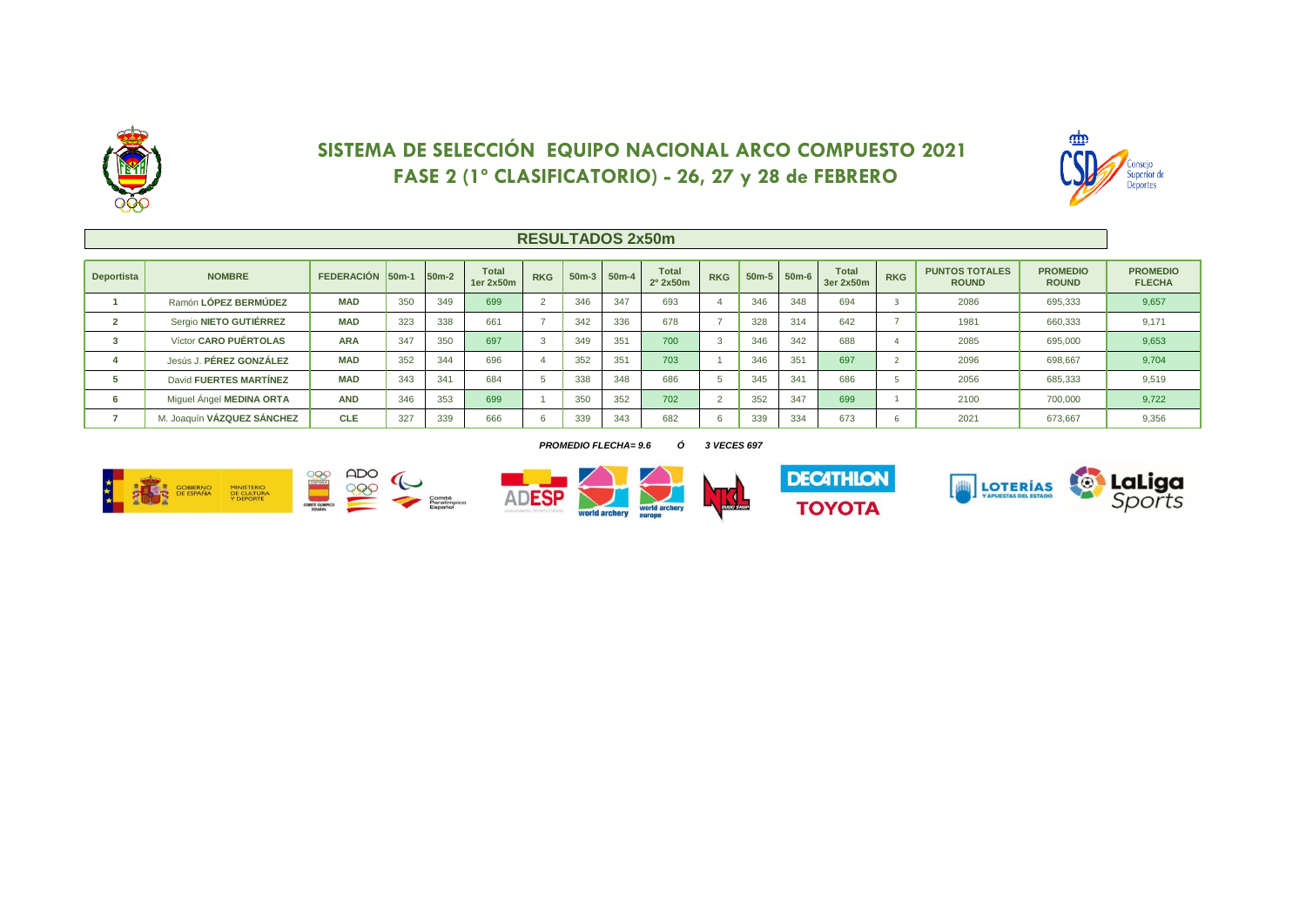# SISTEMA DE SELECCIÓN EQUIPO NACIONAL ARCO COMPUESTO 2021

## FASE 2 (1º CLASIFICATORIO) - 26, 27 y 28 de FEBRERO

### RESULTADOS 2x50m

| Deportista | NOMBRE | FEDERACIÓN | 50m-1 | 50m-2 | Total 1er 2x50m | RKG | 50m-3 | 50m-4 | Total 2º 2x50m | RKG | 50m-5 | 50m-6 | Total 3er 2x50m | RKG | PUNTOS TOTALES ROUND | PROMEDIO ROUND | PROMEDIO FLECHA |
|---|---|---|---|---|---|---|---|---|---|---|---|---|---|---|---|---|---|
| 1 | Ramón **LÓPEZ BERMÚDEZ** | MAD | 350 | 349 | 699 | 2 | 346 | 347 | 693 | 4 | 346 | 348 | 694 | 3 | 2086 | 695,333 | 9,657 |
| 2 | Sergio **NIETO GUTIÉRREZ** | MAD | 323 | 338 | 661 | 7 | 342 | 336 | 678 | 7 | 328 | 314 | 642 | 7 | 1981 | 660,333 | 9,171 |
| 3 | Víctor **CARO PUÉRTOLAS** | ARA | 347 | 350 | 697 | 3 | 349 | 351 | 700 | 3 | 346 | 342 | 688 | 4 | 2085 | 695,000 | 9,653 |
| 4 | Jesús J. **PÉREZ GONZÁLEZ** | MAD | 352 | 344 | 696 | 4 | 352 | 351 | 703 | 1 | 346 | 351 | 697 | 2 | 2096 | 698,667 | 9,704 |
| 5 | David **FUERTES MARTÍNEZ** | MAD | 343 | 341 | 684 | 5 | 338 | 348 | 686 | 5 | 345 | 341 | 686 | 5 | 2056 | 685,333 | 9,519 |
| 6 | Miguel Ángel **MEDINA ORTA** | AND | 346 | 353 | 699 | 1 | 350 | 352 | 702 | 2 | 352 | 347 | 699 | 1 | 2100 | 700,000 | 9,722 |
| 7 | M. Joaquín **VÁZQUEZ SÁNCHEZ** | CLE | 327 | 339 | 666 | 6 | 339 | 343 | 682 | 6 | 339 | 334 | 673 | 6 | 2021 | 673,667 | 9,356 |

***PROMEDIO FLECHA= 9.6 Ó 3 VECES 697***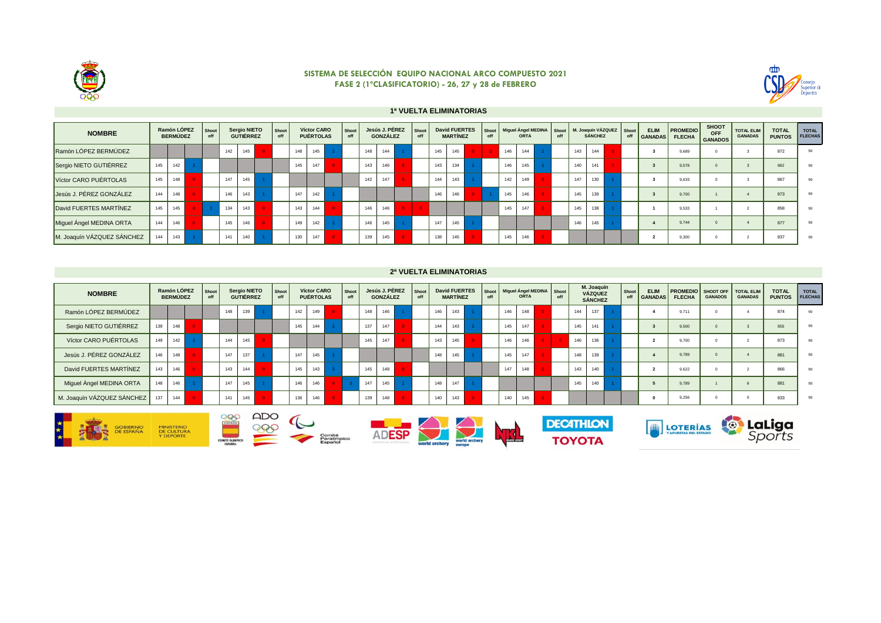# SISTEMA DE SELECCIÓN EQUIPO NACIONAL ARCO COMPUESTO 2021

## FASE 2 (1ºCLASIFICATORIO) - 26, 27 y 28 de FEBRERO

### 1ª VUELTA ELIMINATORIAS

| NOMBRE | Ramón LÓPEZ BERMÚDEZ | | | Shoot off | Sergio NIETO GUTIÉRREZ | | | Shoot off | Víctor CARO PUÉRTOLAS | | | Shoot off | Jesús J. PÉREZ GONZÁLEZ | | | Shoot off | David FUERTES MARTÍNEZ | | | Shoot off | Miguel Ángel MEDINA ORTA | | | Shoot off | M. Joaquín VÁZQUEZ SÁNCHEZ | | | Shoot off | ELIM GANADAS | PROMEDIO FLECHA | SHOOT OFF GANADOS | TOTAL ELIM GANADAS | TOTAL PUNTOS | TOTAL FLECHAS |
|---|---|---|---|---|---|---|---|---|---|---|---|---|---|---|---|---|---|---|---|---|---|---|---|---|---|---|---|---|---|---|---|---|---|---|
| Ramón LÓPEZ BERMÚDEZ | | | | | 142 | 145 | 0 | | 148 | 145 | 1 | | 148 | 144 | 1 | | 145 | 145 | 0 | 0 | 146 | 144 | 1 | | 143 | 144 | 0 | | 3 | 9,689 | 0 | 3 | 872 | 90 |
| Sergio NIETO GUTIÉRREZ | 145 | 142 | 1 | | | | | | 145 | 147 | 0 | | 143 | 146 | 0 | | 143 | 134 | 1 | | 146 | 145 | 1 | | 140 | 141 | 0 | | 3 | 9,578 | 0 | 3 | 862 | 90 |
| Víctor CARO PUÉRTOLAS | 145 | 148 | 0 | | 147 | 145 | 1 | | | | | | 142 | 147 | 0 | | 144 | 143 | 1 | | 142 | 149 | 0 | | 147 | 130 | 1 | | 3 | 9,633 | 0 | 3 | 867 | 90 |
| Jesús J. PÉREZ GONZÁLEZ | 144 | 148 | 0 | | 146 | 143 | 1 | | 147 | 142 | 1 | | | | | | 146 | 146 | 0 | 1 | 145 | 146 | 0 | | 145 | 139 | 1 | | 3 | 9,700 | 1 | 4 | 873 | 90 |
| David FUERTES MARTÍNEZ | 145 | 145 | 0 | 1 | 134 | 143 | 0 | | 143 | 144 | 0 | | 146 | 146 | 0 | 0 | | | | | 145 | 147 | 0 | | 145 | 138 | 1 | | 1 | 9,533 | 1 | 2 | 858 | 90 |
| Miguel Ángel MEDINA ORTA | 144 | 146 | 0 | | 145 | 146 | 0 | | 149 | 142 | 1 | | 146 | 145 | 1 | | 147 | 145 | 1 | | | | | | 146 | 145 | 1 | | 4 | 9,744 | 0 | 4 | 877 | 90 |
| M. Joaquín VÁZQUEZ SÁNCHEZ | 144 | 143 | 1 | | 141 | 140 | 1 | | 130 | 147 | 0 | | 139 | 145 | 0 | | 138 | 145 | 0 | | 145 | 146 | 0 | | | | | | 2 | 9,300 | 0 | 2 | 837 | 90 |

### 2ª VUELTA ELIMINATORIAS

| NOMBRE | Ramón LÓPEZ BERMÚDEZ | | | Shoot off | Sergio NIETO GUTIÉRREZ | | | Shoot off | Víctor CARO PUÉRTOLAS | | | Shoot off | Jesús J. PÉREZ GONZÁLEZ | | | Shoot off | David FUERTES MARTÍNEZ | | | Shoot off | Miguel Ángel MEDINA ORTA | | | Shoot off | M. Joaquín VÁZQUEZ SÁNCHEZ | | | Shoot off | ELIM GANADAS | PROMEDIO FLECHA | SHOOT OFF GANADOS | TOTAL ELIM GANADAS | TOTAL PUNTOS | TOTAL FLECHAS |
|---|---|---|---|---|---|---|---|---|---|---|---|---|---|---|---|---|---|---|---|---|---|---|---|---|---|---|---|---|---|---|---|---|---|---|
| Ramón LÓPEZ BERMÚDEZ | | | | | 148 | 139 | 1 | | 142 | 149 | 0 | | 148 | 146 | 1 | | 146 | 143 | 1 | | 146 | 148 | 0 | | 144 | 137 | 1 | | 4 | 9,711 | 0 | 4 | 874 | 90 |
| Sergio NIETO GUTIÉRREZ | 139 | 148 | 0 | | | | | | 145 | 144 | 1 | | 137 | 147 | 0 | | 144 | 143 | 1 | | 145 | 147 | 0 | | 145 | 141 | 1 | | 3 | 9,500 | 0 | 3 | 855 | 90 |
| Víctor CARO PUÉRTOLAS | 149 | 142 | 1 | | 144 | 145 | 0 | | | | | | 145 | 147 | 0 | | 143 | 145 | 0 | | 146 | 146 | 0 | 0 | 146 | 136 | 1 | | 2 | 9,700 | 0 | 2 | 873 | 90 |
| Jesús J. PÉREZ GONZÁLEZ | 146 | 148 | 0 | | 147 | 137 | 1 | | 147 | 145 | 1 | | | | | | 148 | 145 | 1 | | 145 | 147 | 0 | | 148 | 139 | 1 | | 4 | 9,789 | 0 | 4 | 881 | 90 |
| David FUERTES MARTÍNEZ | 143 | 146 | 0 | | 143 | 144 | 0 | | 145 | 143 | 1 | | 145 | 148 | 0 | | | | | | 147 | 148 | 0 | | 143 | 140 | 1 | | 2 | 9,622 | 0 | 2 | 866 | 90 |
| Miguel Ángel MEDINA ORTA | 148 | 146 | 1 | | 147 | 145 | 1 | | 146 | 146 | 0 | 1 | 147 | 145 | 1 | | 148 | 147 | 1 | | | | | | 145 | 140 | 1 | | 5 | 9,789 | 1 | 6 | 881 | 90 |
| M. Joaquín VÁZQUEZ SÁNCHEZ | 137 | 144 | 0 | | 141 | 145 | 0 | | 136 | 146 | 0 | | 139 | 148 | 0 | | 140 | 143 | 0 | | 140 | 145 | 0 | | | | | | 0 | 9,256 | 0 | 0 | 833 | 90 |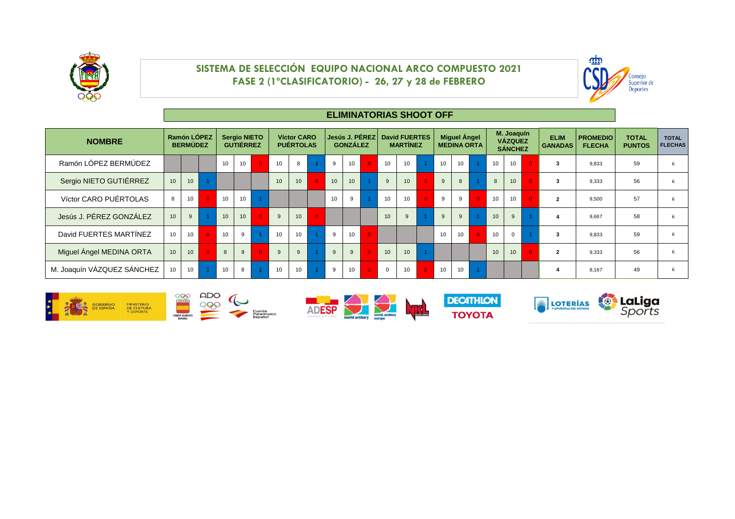# SISTEMA DE SELECCIÓN EQUIPO NACIONAL ARCO COMPUESTO 2021

## FASE 2 (1°CLASIFICATORIO) - 26, 27 y 28 de FEBRERO

### ELIMINATORIAS SHOOT OFF

| NOMBRE | Ramón LÓPEZ BERMÚDEZ | | | Sergio NIETO GUTIÉRREZ | | | Víctor CARO PUÉRTOLAS | | | Jesús J. PÉREZ GONZÁLEZ | | | David FUERTES MARTÍNEZ | | | Miguel Ángel MEDINA ORTA | | | M. Joaquín VÁZQUEZ SÁNCHEZ | | | ELIM GANADAS | PROMEDIO FLECHA | TOTAL PUNTOS | TOTAL FLECHAS |
|---|---|---|---|---|---|---|---|---|---|---|---|---|---|---|---|---|---|---|---|---|---|---|---|---|---|
| Ramón LÓPEZ BERMÚDEZ | | | | 10 | 10 | 0 | 10 | 8 | 1 | 9 | 10 | 0 | 10 | 10 | 1 | 10 | 10 | 1 | 10 | 10 | 0 | 3 | 9,833 | 59 | 6 |
| Sergio NIETO GUTIÉRREZ | 10 | 10 | 1 | | | | 10 | 10 | 0 | 10 | 10 | 1 | 9 | 10 | 0 | 9 | 8 | 1 | 8 | 10 | 0 | 3 | 9,333 | 56 | 6 |
| Víctor CARO PUÉRTOLAS | 8 | 10 | 0 | 10 | 10 | 1 | | | | 10 | 9 | 1 | 10 | 10 | 0 | 9 | 9 | 0 | 10 | 10 | 0 | 2 | 9,500 | 57 | 6 |
| Jesús J. PÉREZ GONZÁLEZ | 10 | 9 | 1 | 10 | 10 | 0 | 9 | 10 | 0 | | | | 10 | 9 | 1 | 9 | 9 | 1 | 10 | 9 | 1 | 4 | 9,667 | 58 | 6 |
| David FUERTES MARTÍNEZ | 10 | 10 | 0 | 10 | 9 | 1 | 10 | 10 | 1 | 9 | 10 | 0 | | | | 10 | 10 | 0 | 10 | 0 | 1 | 3 | 9,833 | 59 | 6 |
| Miguel Ángel MEDINA ORTA | 10 | 10 | 0 | 8 | 9 | 0 | 9 | 9 | 1 | 9 | 9 | 0 | 10 | 10 | 1 | | | | 10 | 10 | 0 | 2 | 9,333 | 56 | 6 |
| M. Joaquín VÁZQUEZ SÁNCHEZ | 10 | 10 | 1 | 10 | 8 | 1 | 10 | 10 | 1 | 9 | 10 | 0 | 0 | 10 | 0 | 10 | 10 | 1 | | | | 4 | 8,167 | 49 | 6 |